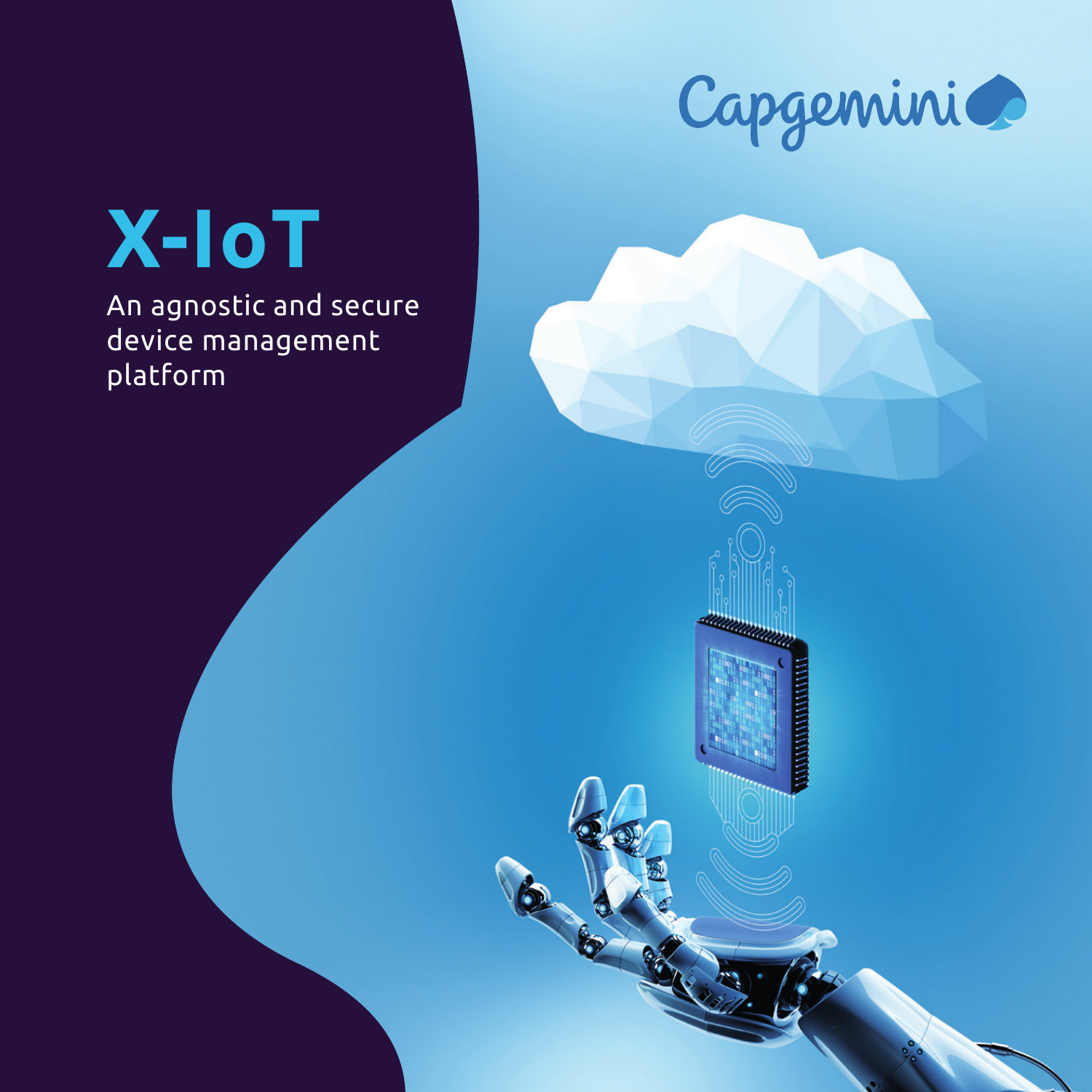Capgemini

# X-IoT

An agnostic and secure device management platform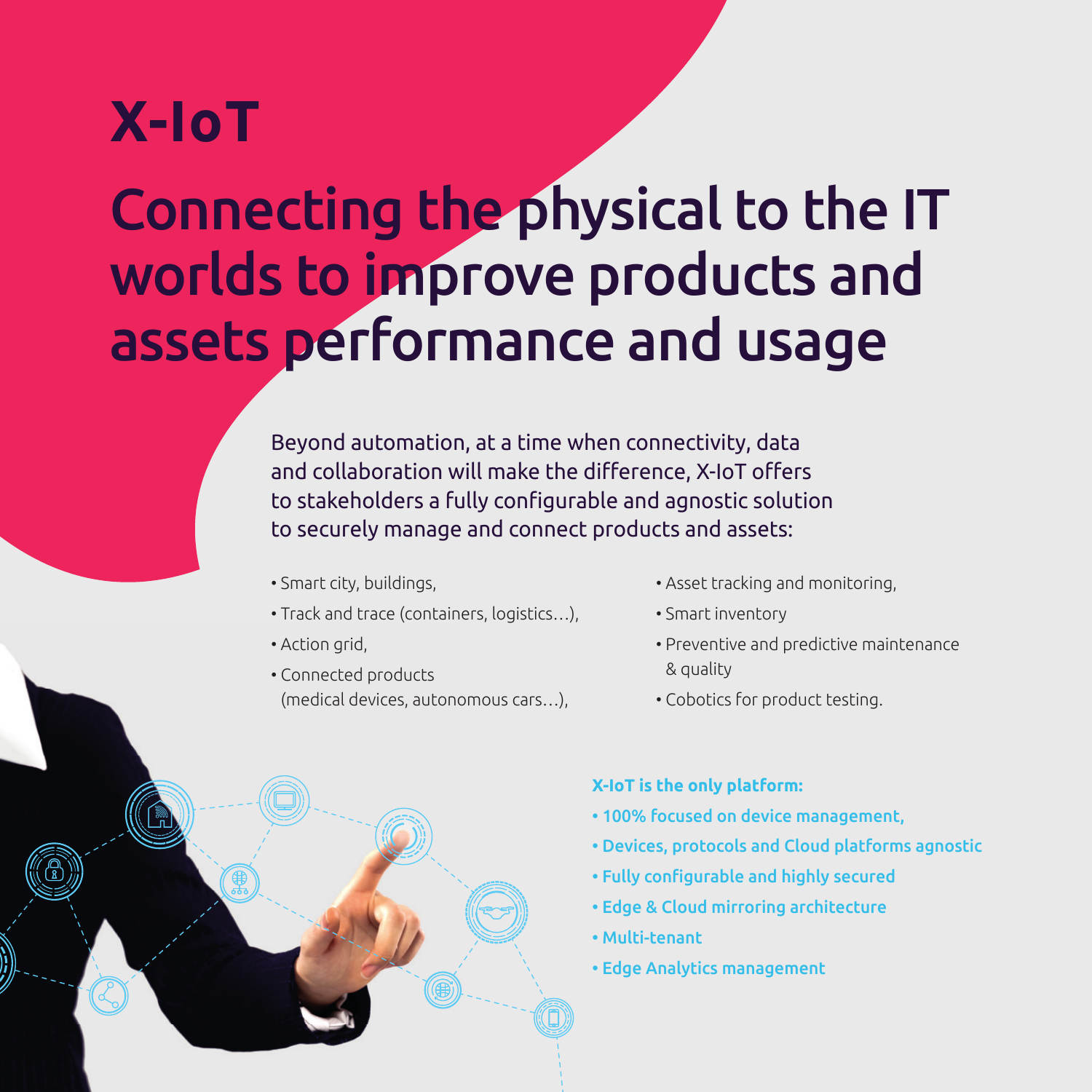# X-IoT

## Connecting the physical to the IT worlds to improve products and assets performance and usage

Beyond automation, at a time when connectivity, data and collaboration will make the difference, X-IoT offers to stakeholders a fully configurable and agnostic solution to securely manage and connect products and assets:

- Smart city, buildings,
- Track and trace (containers, logistics…),
- Action grid,
- Connected products (medical devices, autonomous cars…),
- Asset tracking and monitoring,
- Smart inventory
- Preventive and predictive maintenance & quality
- Cobotics for product testing.

**X-IoT is the only platform:**

- **100% focused on device management,**
- **Devices, protocols and Cloud platforms agnostic**
- **Fully configurable and highly secured**
- **Edge & Cloud mirroring architecture**
- **Multi-tenant**
- **Edge Analytics management**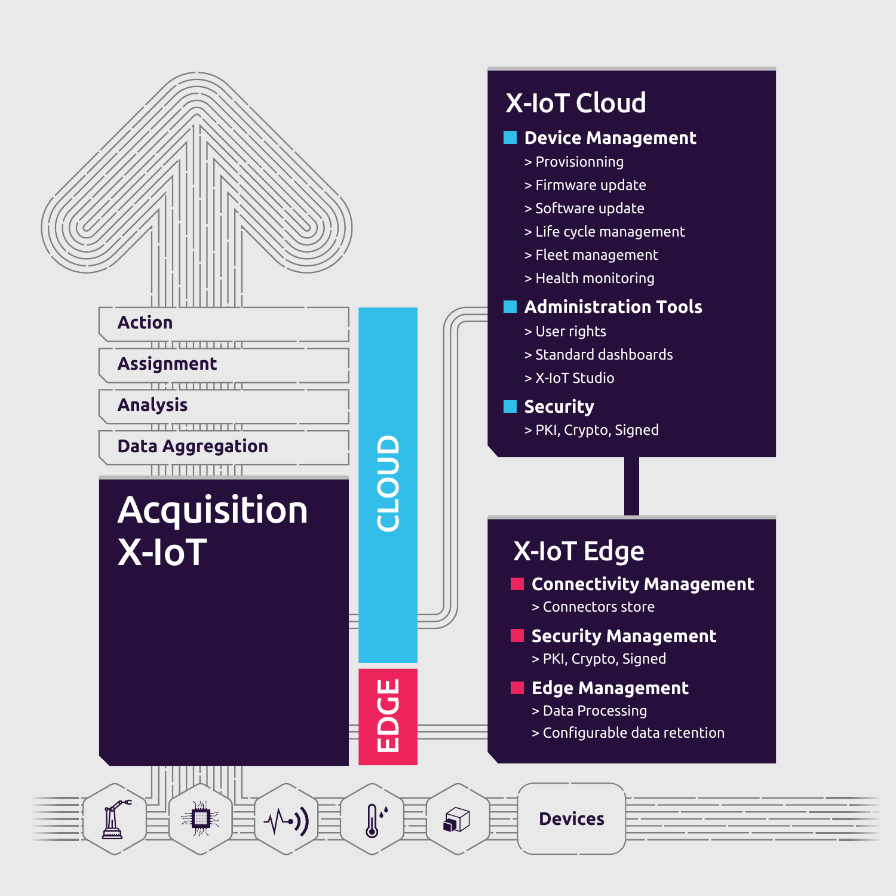Action

Assignment

Analysis

Data Aggregation

# Acquisition X-IoT

CLOUD

EDGE

## X-IoT Cloud

### Device Management

- > Provisionning
- > Firmware update
- > Software update
- > Life cycle management
- > Fleet management
- > Health monitoring

### Administration Tools

- > User rights
- > Standard dashboards
- > X-IoT Studio

### Security

- > PKI, Crypto, Signed

## X-IoT Edge

### Connectivity Management

- > Connectors store

### Security Management

- > PKI, Crypto, Signed

### Edge Management

- > Data Processing
- > Configurable data retention

Devices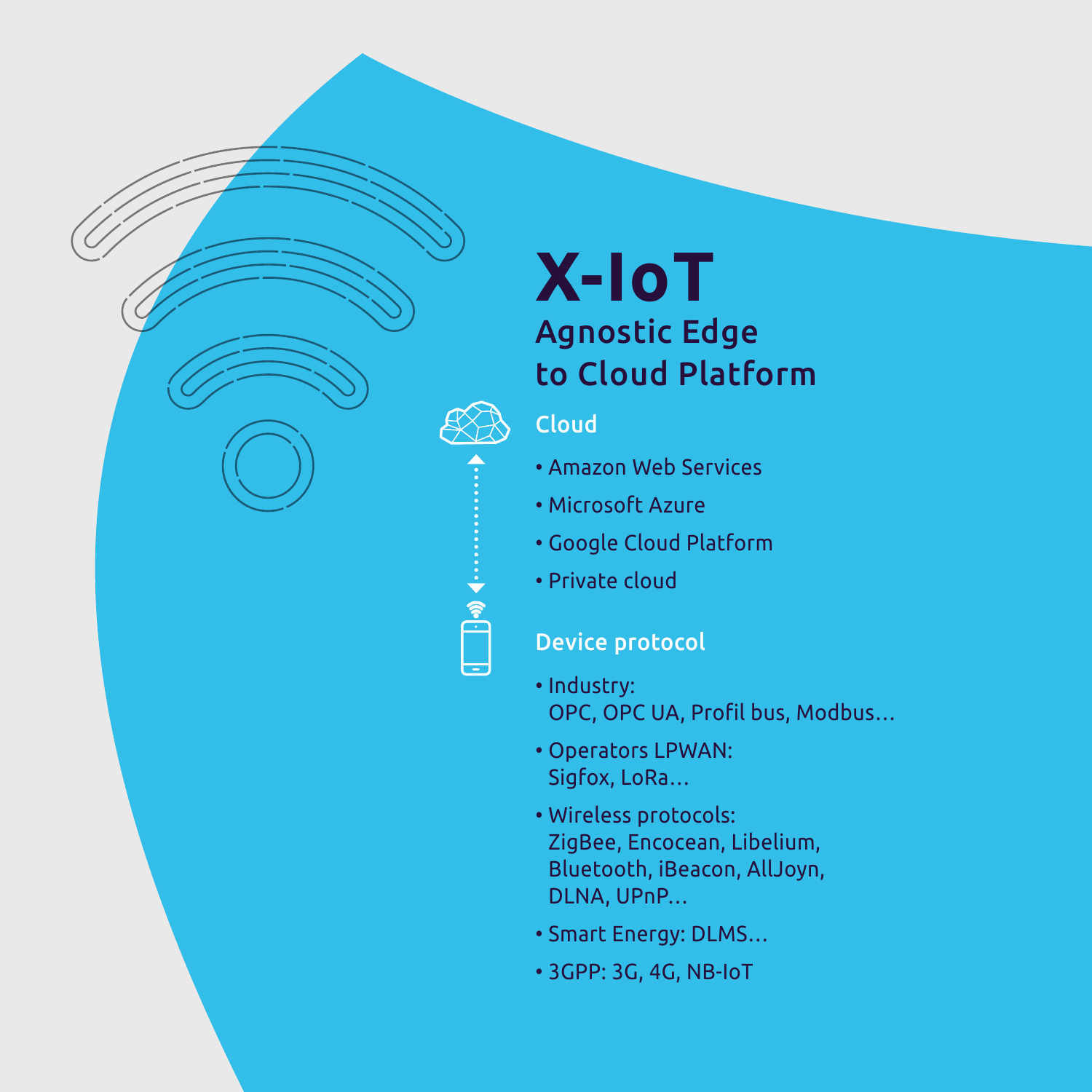# X-IoT

## Agnostic Edge to Cloud Platform

### Cloud

- Amazon Web Services
- Microsoft Azure
- Google Cloud Platform
- Private cloud

### Device protocol

- Industry:
  OPC, OPC UA, Profil bus, Modbus…
- Operators LPWAN:
  Sigfox, LoRa…
- Wireless protocols:
  ZigBee, Encocean, Libelium, Bluetooth, iBeacon, AllJoyn, DLNA, UPnP…
- Smart Energy: DLMS…
- 3GPP: 3G, 4G, NB-IoT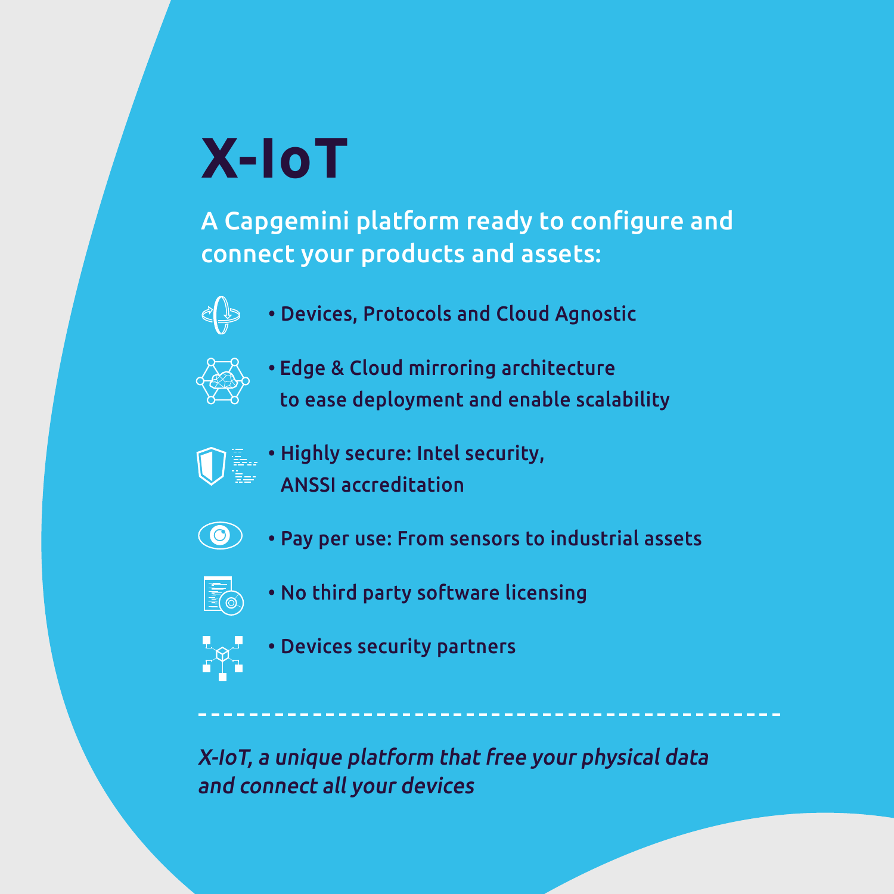# X-IoT

A Capgemini platform ready to configure and connect your products and assets:

- Devices, Protocols and Cloud Agnostic
- Edge & Cloud mirroring architecture to ease deployment and enable scalability
- Highly secure: Intel security, ANSSI accreditation
- Pay per use: From sensors to industrial assets
- No third party software licensing
- Devices security partners

---

*X-IoT, a unique platform that free your physical data and connect all your devices*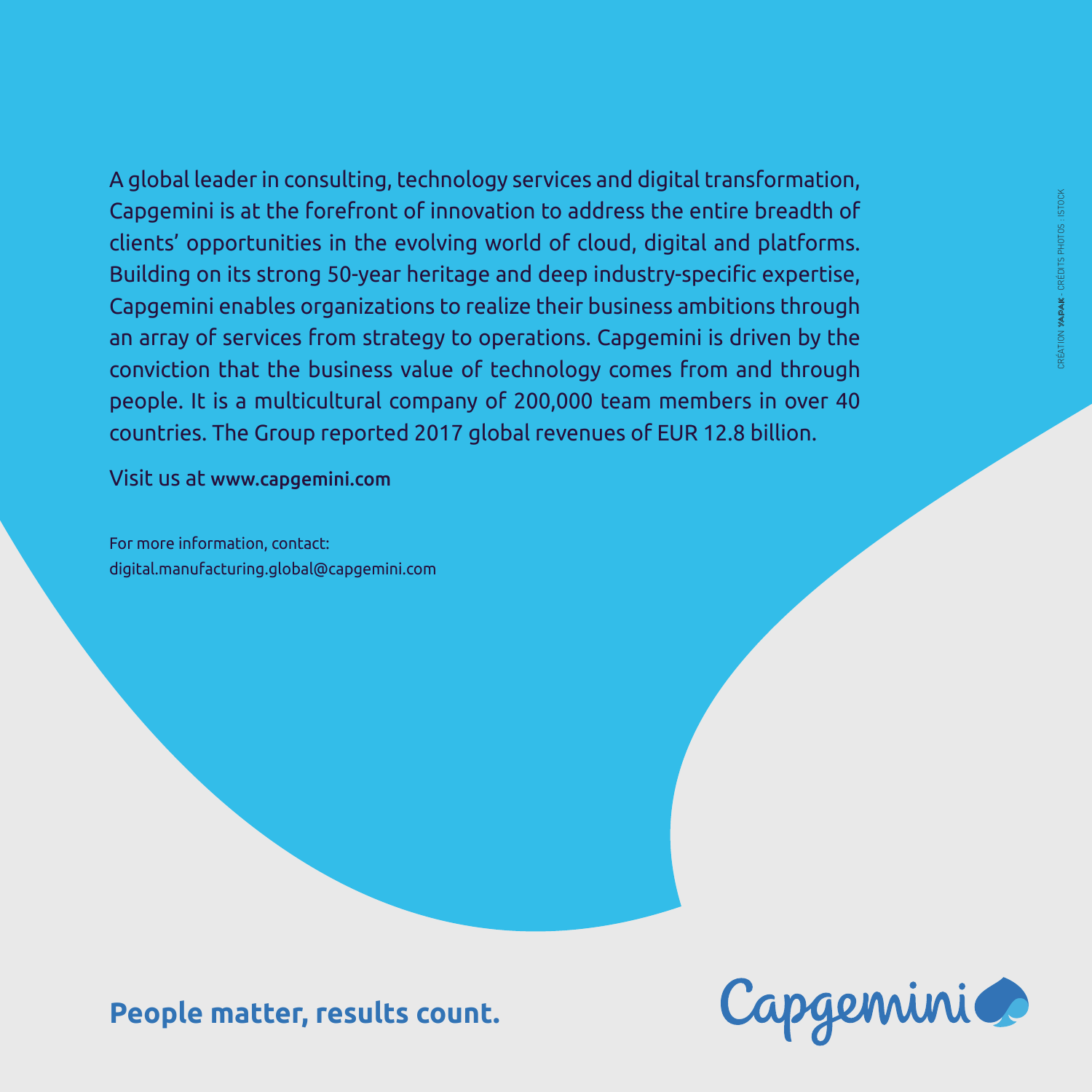A global leader in consulting, technology services and digital transformation, Capgemini is at the forefront of innovation to address the entire breadth of clients' opportunities in the evolving world of cloud, digital and platforms. Building on its strong 50-year heritage and deep industry-specific expertise, Capgemini enables organizations to realize their business ambitions through an array of services from strategy to operations. Capgemini is driven by the conviction that the business value of technology comes from and through people. It is a multicultural company of 200,000 team members in over 40 countries. The Group reported 2017 global revenues of EUR 12.8 billion.

Visit us at **www.capgemini.com**

For more information, contact:
digital.manufacturing.global@capgemini.com

**People matter, results count.**

Capgemini

CRÉATION YAPAK - CRÉDITS PHOTOS : ISTOCK